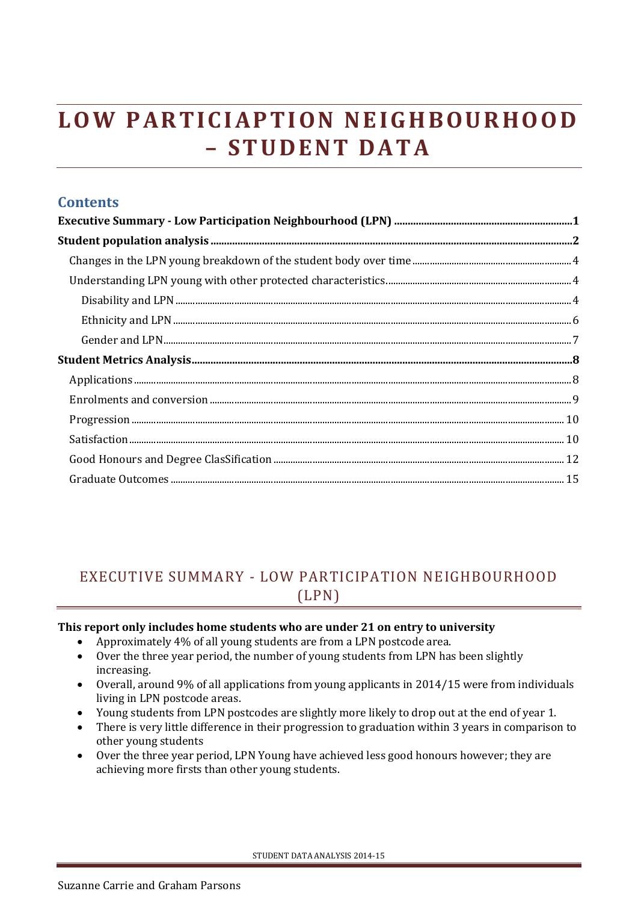# LOW PARTICIAPTION NEIGHBOURHOOD – STUDENT DATA

## Contents

**Executive Summary - Low Participation Neighbourhood (LPN)** ........ **1**

**Student population analysis** ........ **2**

- Changes in the LPN young breakdown of the student body over time ........ 4
- Understanding LPN young with other protected characteristics. ........ 4
  - Disability and LPN ........ 4
  - Ethnicity and LPN ........ 6
  - Gender and LPN ........ 7

**Student Metrics Analysis** ........ **8**

- Applications ........ 8
- Enrolments and conversion ........ 9
- Progression ........ 10
- Satisfaction ........ 10
- Good Honours and Degree ClasSification ........ 12
- Graduate Outcomes ........ 15

## EXECUTIVE SUMMARY - LOW PARTICIPATION NEIGHBOURHOOD (LPN)

**This report only includes home students who are under 21 on entry to university**

- Approximately 4% of all young students are from a LPN postcode area.
- Over the three year period, the number of young students from LPN has been slightly increasing.
- Overall, around 9% of all applications from young applicants in 2014/15 were from individuals living in LPN postcode areas.
- Young students from LPN postcodes are slightly more likely to drop out at the end of year 1.
- There is very little difference in their progression to graduation within 3 years in comparison to other young students
- Over the three year period, LPN Young have achieved less good honours however; they are achieving more firsts than other young students.

Suzanne Carrie and Graham Parsons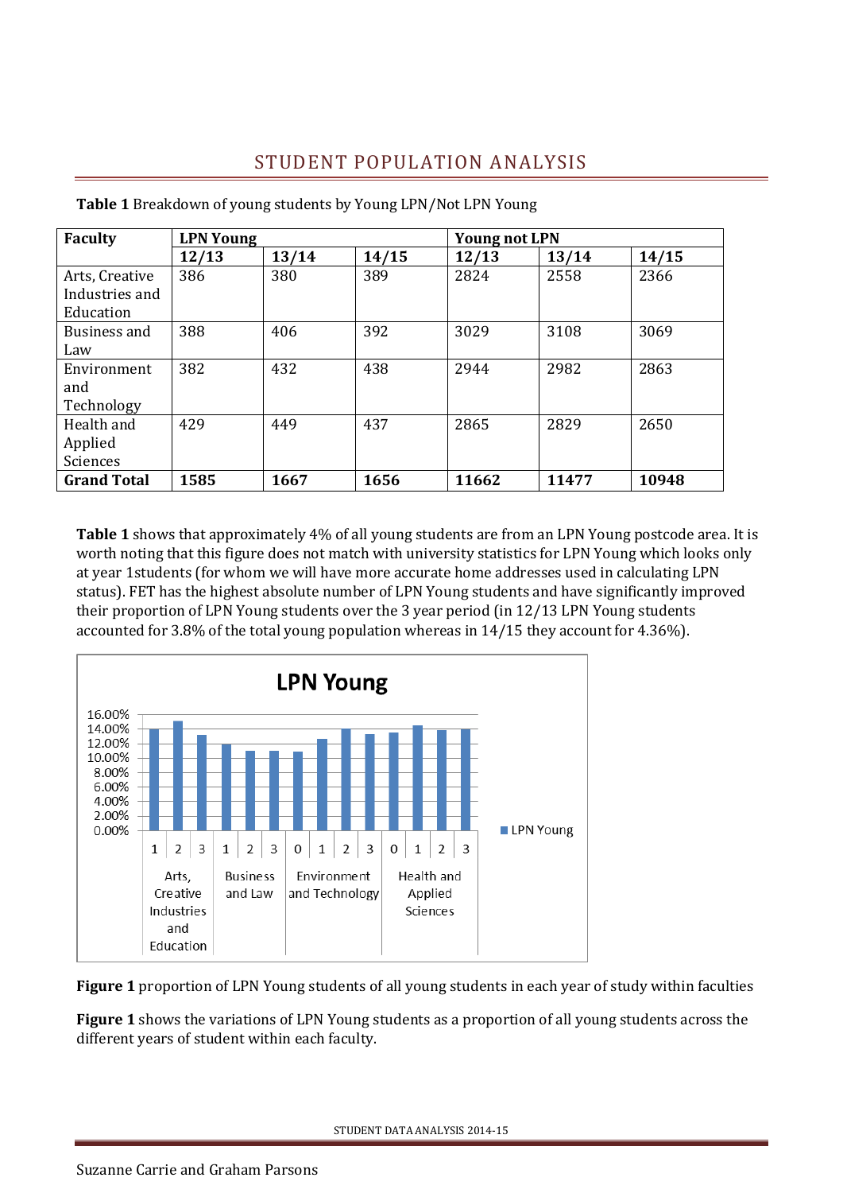## STUDENT POPULATION ANALYSIS

**Table 1** Breakdown of young students by Young LPN/Not LPN Young

| Faculty | LPN Young | | | Young not LPN | | |
|---|---|---|---|---|---|---|
| | 12/13 | 13/14 | 14/15 | 12/13 | 13/14 | 14/15 |
| Arts, Creative Industries and Education | 386 | 380 | 389 | 2824 | 2558 | 2366 |
| Business and Law | 388 | 406 | 392 | 3029 | 3108 | 3069 |
| Environment and Technology | 382 | 432 | 438 | 2944 | 2982 | 2863 |
| Health and Applied Sciences | 429 | 449 | 437 | 2865 | 2829 | 2650 |
| **Grand Total** | **1585** | **1667** | **1656** | **11662** | **11477** | **10948** |

**Table 1** shows that approximately 4% of all young students are from an LPN Young postcode area. It is worth noting that this figure does not match with university statistics for LPN Young which looks only at year 1students (for whom we will have more accurate home addresses used in calculating LPN status). FET has the highest absolute number of LPN Young students and have significantly improved their proportion of LPN Young students over the 3 year period (in 12/13 LPN Young students accounted for 3.8% of the total young population whereas in 14/15 they account for 4.36%).

**Figure 1** proportion of LPN Young students of all young students in each year of study within faculties

**Figure 1** shows the variations of LPN Young students as a proportion of all young students across the different years of student within each faculty.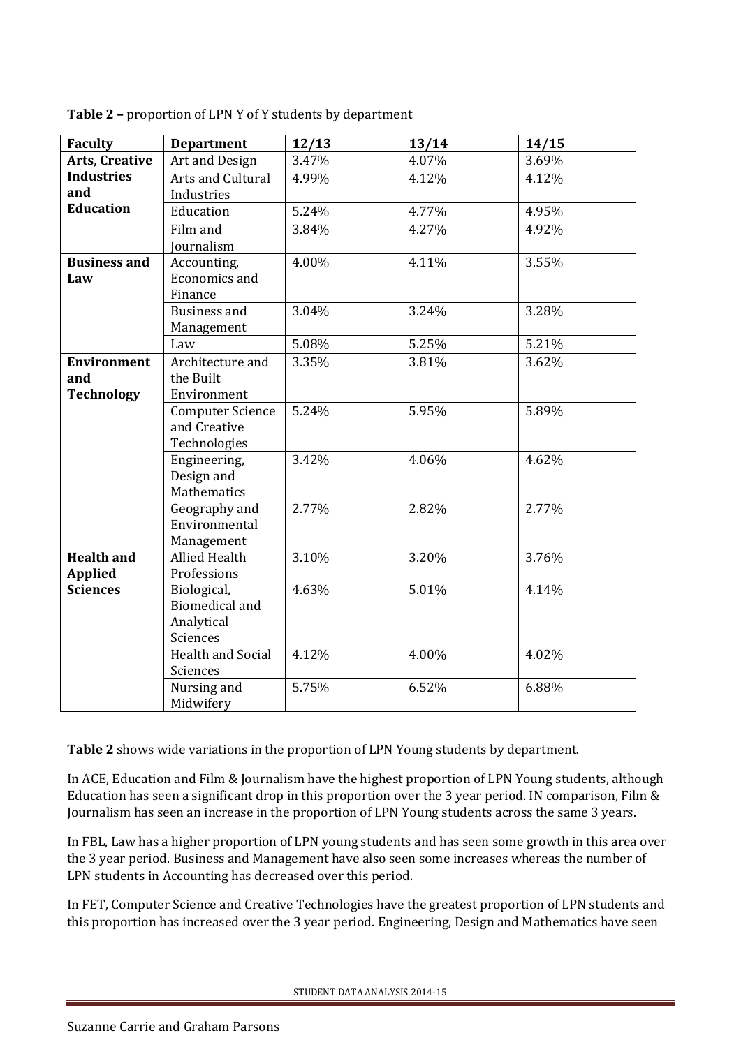**Table 2 –** proportion of LPN Y of Y students by department

| Faculty | Department | 12/13 | 13/14 | 14/15 |
|---|---|---|---|---|
| **Arts, Creative Industries and Education** | Art and Design | 3.47% | 4.07% | 3.69% |
| | Arts and Cultural Industries | 4.99% | 4.12% | 4.12% |
| | Education | 5.24% | 4.77% | 4.95% |
| | Film and Journalism | 3.84% | 4.27% | 4.92% |
| **Business and Law** | Accounting, Economics and Finance | 4.00% | 4.11% | 3.55% |
| | Business and Management | 3.04% | 3.24% | 3.28% |
| | Law | 5.08% | 5.25% | 5.21% |
| **Environment and Technology** | Architecture and the Built Environment | 3.35% | 3.81% | 3.62% |
| | Computer Science and Creative Technologies | 5.24% | 5.95% | 5.89% |
| | Engineering, Design and Mathematics | 3.42% | 4.06% | 4.62% |
| | Geography and Environmental Management | 2.77% | 2.82% | 2.77% |
| **Health and Applied Sciences** | Allied Health Professions | 3.10% | 3.20% | 3.76% |
| | Biological, Biomedical and Analytical Sciences | 4.63% | 5.01% | 4.14% |
| | Health and Social Sciences | 4.12% | 4.00% | 4.02% |
| | Nursing and Midwifery | 5.75% | 6.52% | 6.88% |

**Table 2** shows wide variations in the proportion of LPN Young students by department.

In ACE, Education and Film & Journalism have the highest proportion of LPN Young students, although Education has seen a significant drop in this proportion over the 3 year period. IN comparison, Film & Journalism has seen an increase in the proportion of LPN Young students across the same 3 years.

In FBL, Law has a higher proportion of LPN young students and has seen some growth in this area over the 3 year period. Business and Management have also seen some increases whereas the number of LPN students in Accounting has decreased over this period.

In FET, Computer Science and Creative Technologies have the greatest proportion of LPN students and this proportion has increased over the 3 year period. Engineering, Design and Mathematics have seen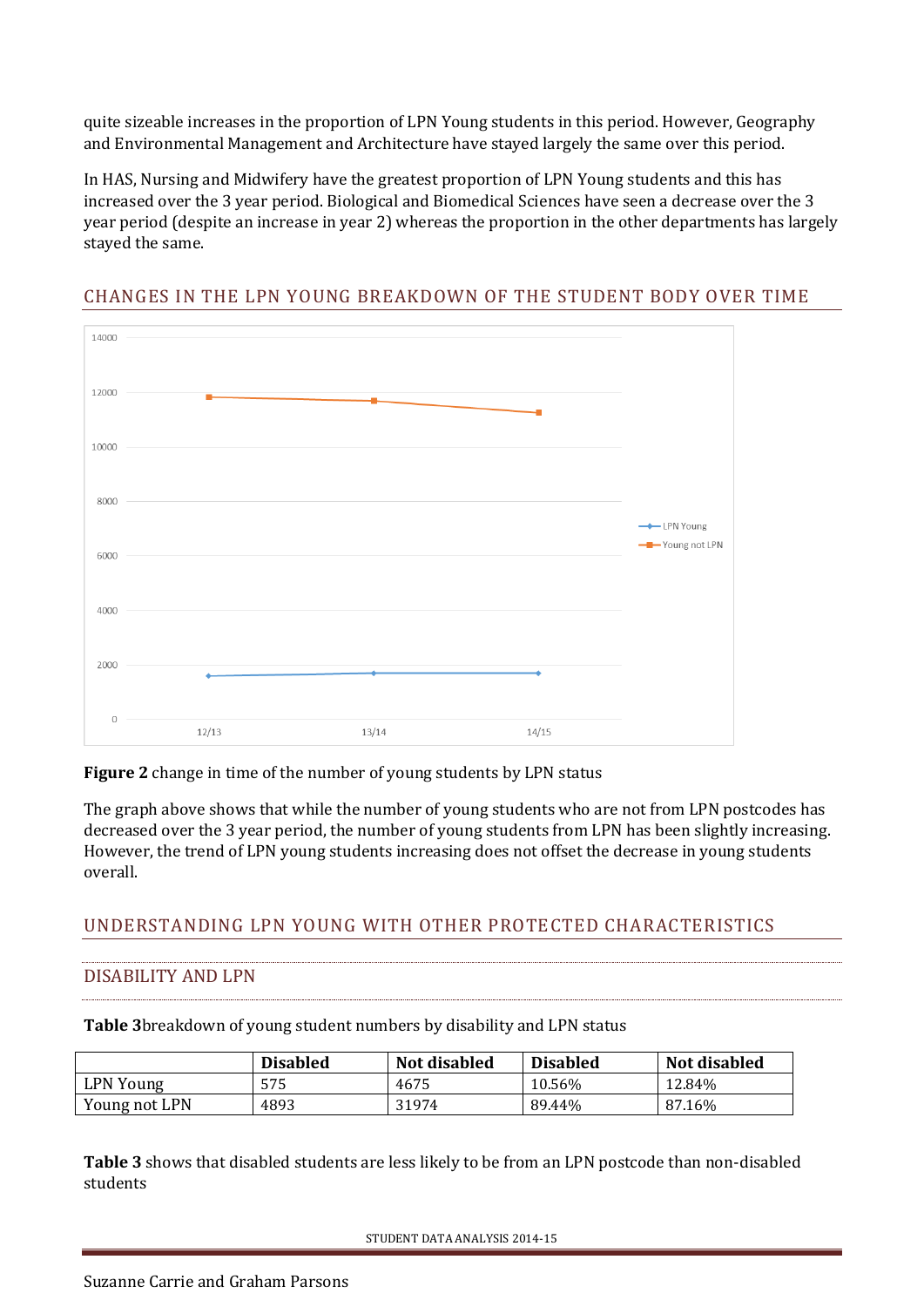quite sizeable increases in the proportion of LPN Young students in this period. However, Geography and Environmental Management and Architecture have stayed largely the same over this period.

In HAS, Nursing and Midwifery have the greatest proportion of LPN Young students and this has increased over the 3 year period. Biological and Biomedical Sciences have seen a decrease over the 3 year period (despite an increase in year 2) whereas the proportion in the other departments has largely stayed the same.

## CHANGES IN THE LPN YOUNG BREAKDOWN OF THE STUDENT BODY OVER TIME

**Figure 2** change in time of the number of young students by LPN status

The graph above shows that while the number of young students who are not from LPN postcodes has decreased over the 3 year period, the number of young students from LPN has been slightly increasing. However, the trend of LPN young students increasing does not offset the decrease in young students overall.

## UNDERSTANDING LPN YOUNG WITH OTHER PROTECTED CHARACTERISTICS

### DISABILITY AND LPN

**Table 3** breakdown of young student numbers by disability and LPN status

| | Disabled | Not disabled | Disabled | Not disabled |
|---|---|---|---|---|
| LPN Young | 575 | 4675 | 10.56% | 12.84% |
| Young not LPN | 4893 | 31974 | 89.44% | 87.16% |

**Table 3** shows that disabled students are less likely to be from an LPN postcode than non-disabled students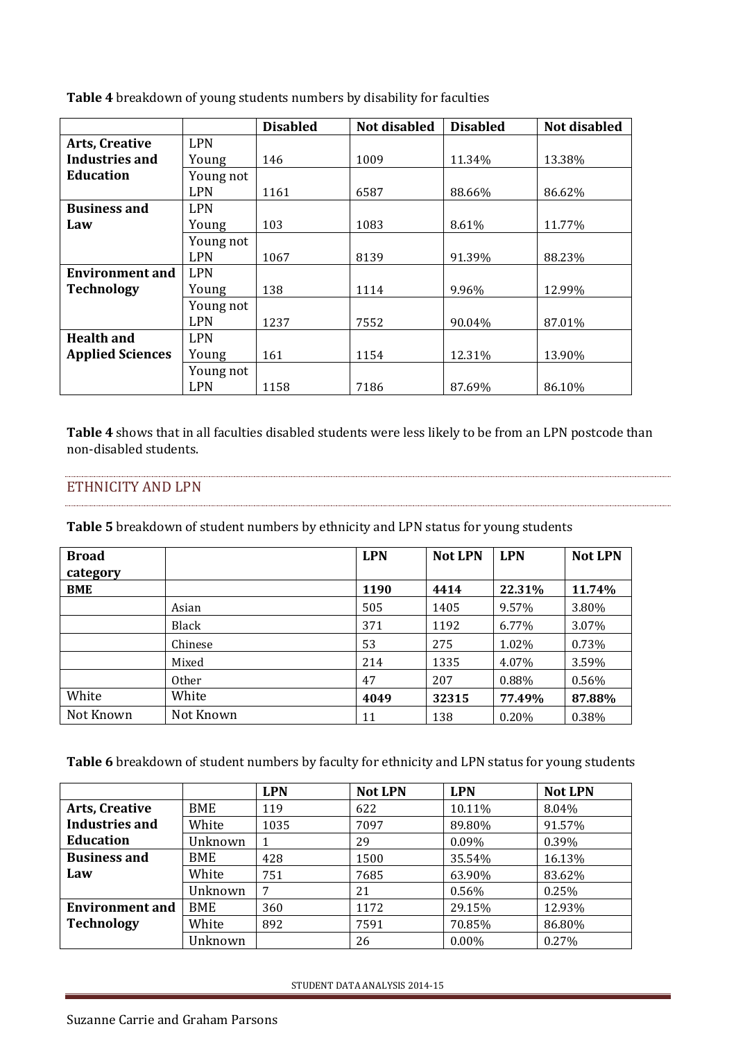**Table 4** breakdown of young students numbers by disability for faculties

| | | Disabled | Not disabled | Disabled | Not disabled |
|---|---|---|---|---|---|
| **Arts, Creative Industries and Education** | LPN Young | 146 | 1009 | 11.34% | 13.38% |
| | Young not LPN | 1161 | 6587 | 88.66% | 86.62% |
| **Business and Law** | LPN Young | 103 | 1083 | 8.61% | 11.77% |
| | Young not LPN | 1067 | 8139 | 91.39% | 88.23% |
| **Environment and Technology** | LPN Young | 138 | 1114 | 9.96% | 12.99% |
| | Young not LPN | 1237 | 7552 | 90.04% | 87.01% |
| **Health and Applied Sciences** | LPN Young | 161 | 1154 | 12.31% | 13.90% |
| | Young not LPN | 1158 | 7186 | 87.69% | 86.10% |

**Table 4** shows that in all faculties disabled students were less likely to be from an LPN postcode than non-disabled students.

## ETHNICITY AND LPN

**Table 5** breakdown of student numbers by ethnicity and LPN status for young students

| **Broad category** | | **LPN** | **Not LPN** | **LPN** | **Not LPN** |
|---|---|---|---|---|---|
| **BME** | | **1190** | **4414** | **22.31%** | **11.74%** |
| | Asian | 505 | 1405 | 9.57% | 3.80% |
| | Black | 371 | 1192 | 6.77% | 3.07% |
| | Chinese | 53 | 275 | 1.02% | 0.73% |
| | Mixed | 214 | 1335 | 4.07% | 3.59% |
| | Other | 47 | 207 | 0.88% | 0.56% |
| White | White | **4049** | **32315** | **77.49%** | **87.88%** |
| Not Known | Not Known | 11 | 138 | 0.20% | 0.38% |

**Table 6** breakdown of student numbers by faculty for ethnicity and LPN status for young students

| | | **LPN** | **Not LPN** | **LPN** | **Not LPN** |
|---|---|---|---|---|---|
| **Arts, Creative Industries and Education** | BME | 119 | 622 | 10.11% | 8.04% |
| | White | 1035 | 7097 | 89.80% | 91.57% |
| | Unknown | 1 | 29 | 0.09% | 0.39% |
| **Business and Law** | BME | 428 | 1500 | 35.54% | 16.13% |
| | White | 751 | 7685 | 63.90% | 83.62% |
| | Unknown | 7 | 21 | 0.56% | 0.25% |
| **Environment and Technology** | BME | 360 | 1172 | 29.15% | 12.93% |
| | White | 892 | 7591 | 70.85% | 86.80% |
| | Unknown | | 26 | 0.00% | 0.27% |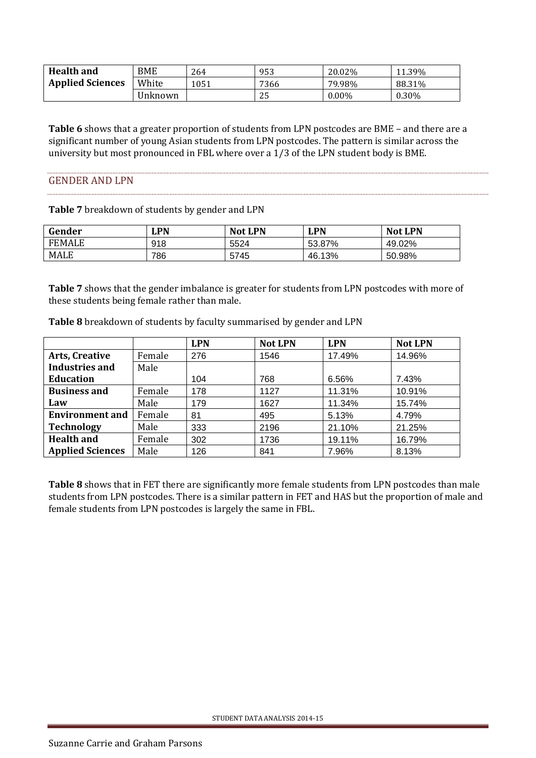| Health and Applied Sciences | BME | 264 | 953 | 20.02% | 11.39% |
|---|---|---|---|---|---|
| | White | 1051 | 7366 | 79.98% | 88.31% |
| | Unknown | | 25 | 0.00% | 0.30% |

**Table 6** shows that a greater proportion of students from LPN postcodes are BME – and there are a significant number of young Asian students from LPN postcodes. The pattern is similar across the university but most pronounced in FBL where over a 1/3 of the LPN student body is BME.

## GENDER AND LPN

**Table 7** breakdown of students by gender and LPN

| Gender | LPN | Not LPN | LPN | Not LPN |
|---|---|---|---|---|
| FEMALE | 918 | 5524 | 53.87% | 49.02% |
| MALE | 786 | 5745 | 46.13% | 50.98% |

**Table 7** shows that the gender imbalance is greater for students from LPN postcodes with more of these students being female rather than male.

**Table 8** breakdown of students by faculty summarised by gender and LPN

| | | LPN | Not LPN | LPN | Not LPN |
|---|---|---|---|---|---|
| **Arts, Creative Industries and Education** | Female | 276 | 1546 | 17.49% | 14.96% |
| | Male | 104 | 768 | 6.56% | 7.43% |
| **Business and Law** | Female | 178 | 1127 | 11.31% | 10.91% |
| | Male | 179 | 1627 | 11.34% | 15.74% |
| **Environment and Technology** | Female | 81 | 495 | 5.13% | 4.79% |
| | Male | 333 | 2196 | 21.10% | 21.25% |
| **Health and Applied Sciences** | Female | 302 | 1736 | 19.11% | 16.79% |
| | Male | 126 | 841 | 7.96% | 8.13% |

**Table 8** shows that in FET there are significantly more female students from LPN postcodes than male students from LPN postcodes. There is a similar pattern in FET and HAS but the proportion of male and female students from LPN postcodes is largely the same in FBL.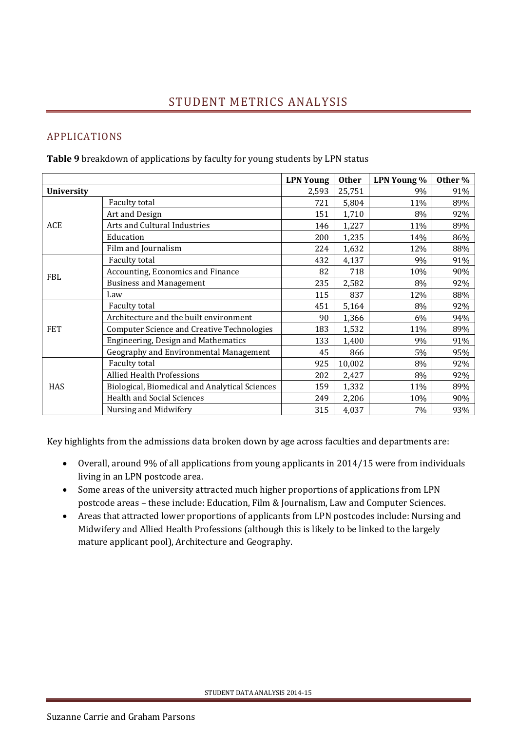# STUDENT METRICS ANALYSIS

## APPLICATIONS

**Table 9** breakdown of applications by faculty for young students by LPN status

| | | LPN Young | Other | LPN Young % | Other % |
|---|---|---|---|---|---|
| **University** | | 2,593 | 25,751 | 9% | 91% |
| ACE | Faculty total | 721 | 5,804 | 11% | 89% |
| | Art and Design | 151 | 1,710 | 8% | 92% |
| | Arts and Cultural Industries | 146 | 1,227 | 11% | 89% |
| | Education | 200 | 1,235 | 14% | 86% |
| | Film and Journalism | 224 | 1,632 | 12% | 88% |
| FBL | Faculty total | 432 | 4,137 | 9% | 91% |
| | Accounting, Economics and Finance | 82 | 718 | 10% | 90% |
| | Business and Management | 235 | 2,582 | 8% | 92% |
| | Law | 115 | 837 | 12% | 88% |
| FET | Faculty total | 451 | 5,164 | 8% | 92% |
| | Architecture and the built environment | 90 | 1,366 | 6% | 94% |
| | Computer Science and Creative Technologies | 183 | 1,532 | 11% | 89% |
| | Engineering, Design and Mathematics | 133 | 1,400 | 9% | 91% |
| | Geography and Environmental Management | 45 | 866 | 5% | 95% |
| HAS | Faculty total | 925 | 10,002 | 8% | 92% |
| | Allied Health Professions | 202 | 2,427 | 8% | 92% |
| | Biological, Biomedical and Analytical Sciences | 159 | 1,332 | 11% | 89% |
| | Health and Social Sciences | 249 | 2,206 | 10% | 90% |
| | Nursing and Midwifery | 315 | 4,037 | 7% | 93% |

Key highlights from the admissions data broken down by age across faculties and departments are:

- Overall, around 9% of all applications from young applicants in 2014/15 were from individuals living in an LPN postcode area.
- Some areas of the university attracted much higher proportions of applications from LPN postcode areas – these include: Education, Film & Journalism, Law and Computer Sciences.
- Areas that attracted lower proportions of applicants from LPN postcodes include: Nursing and Midwifery and Allied Health Professions (although this is likely to be linked to the largely mature applicant pool), Architecture and Geography.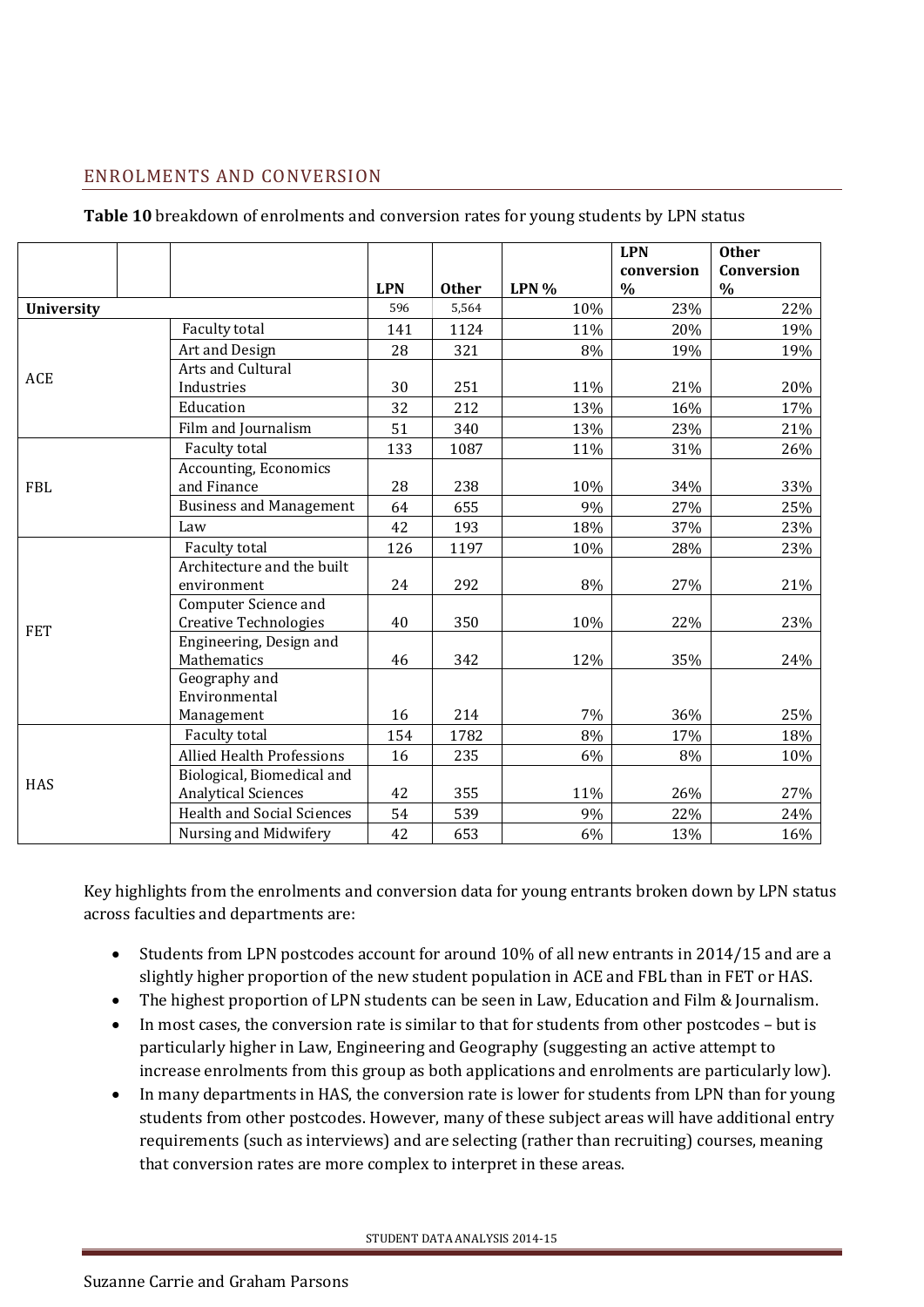## ENROLMENTS AND CONVERSION

**Table 10** breakdown of enrolments and conversion rates for young students by LPN status

| | | LPN | Other | LPN % | LPN conversion % | Other Conversion % |
|---|---|---|---|---|---|---|
| University | | 596 | 5,564 | 10% | 23% | 22% |
| ACE | Faculty total | 141 | 1124 | 11% | 20% | 19% |
| | Art and Design | 28 | 321 | 8% | 19% | 19% |
| | Arts and Cultural Industries | 30 | 251 | 11% | 21% | 20% |
| | Education | 32 | 212 | 13% | 16% | 17% |
| | Film and Journalism | 51 | 340 | 13% | 23% | 21% |
| FBL | Faculty total | 133 | 1087 | 11% | 31% | 26% |
| | Accounting, Economics and Finance | 28 | 238 | 10% | 34% | 33% |
| | Business and Management | 64 | 655 | 9% | 27% | 25% |
| | Law | 42 | 193 | 18% | 37% | 23% |
| FET | Faculty total | 126 | 1197 | 10% | 28% | 23% |
| | Architecture and the built environment | 24 | 292 | 8% | 27% | 21% |
| | Computer Science and Creative Technologies | 40 | 350 | 10% | 22% | 23% |
| | Engineering, Design and Mathematics | 46 | 342 | 12% | 35% | 24% |
| | Geography and Environmental Management | 16 | 214 | 7% | 36% | 25% |
| HAS | Faculty total | 154 | 1782 | 8% | 17% | 18% |
| | Allied Health Professions | 16 | 235 | 6% | 8% | 10% |
| | Biological, Biomedical and Analytical Sciences | 42 | 355 | 11% | 26% | 27% |
| | Health and Social Sciences | 54 | 539 | 9% | 22% | 24% |
| | Nursing and Midwifery | 42 | 653 | 6% | 13% | 16% |

Key highlights from the enrolments and conversion data for young entrants broken down by LPN status across faculties and departments are:

- Students from LPN postcodes account for around 10% of all new entrants in 2014/15 and are a slightly higher proportion of the new student population in ACE and FBL than in FET or HAS.
- The highest proportion of LPN students can be seen in Law, Education and Film & Journalism.
- In most cases, the conversion rate is similar to that for students from other postcodes – but is particularly higher in Law, Engineering and Geography (suggesting an active attempt to increase enrolments from this group as both applications and enrolments are particularly low).
- In many departments in HAS, the conversion rate is lower for students from LPN than for young students from other postcodes. However, many of these subject areas will have additional entry requirements (such as interviews) and are selecting (rather than recruiting) courses, meaning that conversion rates are more complex to interpret in these areas.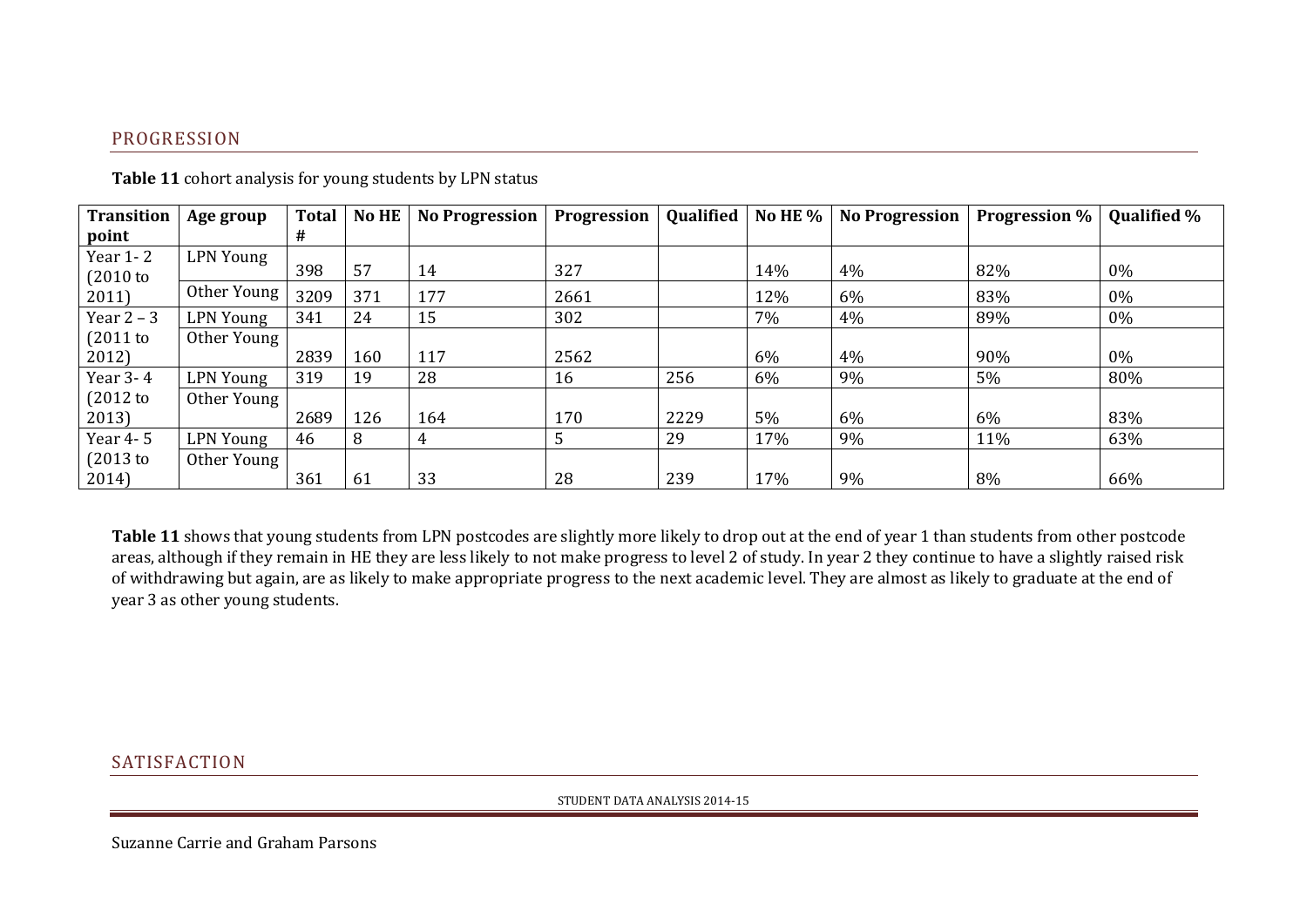## PROGRESSION

**Table 11** cohort analysis for young students by LPN status

| Transition point | Age group | Total # | No HE | No Progression | Progression | Qualified | No HE % | No Progression | Progression % | Qualified % |
|---|---|---|---|---|---|---|---|---|---|---|
| Year 1- 2 (2010 to 2011) | LPN Young | 398 | 57 | 14 | 327 | | 14% | 4% | 82% | 0% |
| | Other Young | 3209 | 371 | 177 | 2661 | | 12% | 6% | 83% | 0% |
| Year 2 – 3 (2011 to 2012) | LPN Young | 341 | 24 | 15 | 302 | | 7% | 4% | 89% | 0% |
| | Other Young | 2839 | 160 | 117 | 2562 | | 6% | 4% | 90% | 0% |
| Year 3- 4 (2012 to 2013) | LPN Young | 319 | 19 | 28 | 16 | 256 | 6% | 9% | 5% | 80% |
| | Other Young | 2689 | 126 | 164 | 170 | 2229 | 5% | 6% | 6% | 83% |
| Year 4- 5 (2013 to 2014) | LPN Young | 46 | 8 | 4 | 5 | 29 | 17% | 9% | 11% | 63% |
| | Other Young | 361 | 61 | 33 | 28 | 239 | 17% | 9% | 8% | 66% |

**Table 11** shows that young students from LPN postcodes are slightly more likely to drop out at the end of year 1 than students from other postcode areas, although if they remain in HE they are less likely to not make progress to level 2 of study. In year 2 they continue to have a slightly raised risk of withdrawing but again, are as likely to make appropriate progress to the next academic level. They are almost as likely to graduate at the end of year 3 as other young students.

## SATISFACTION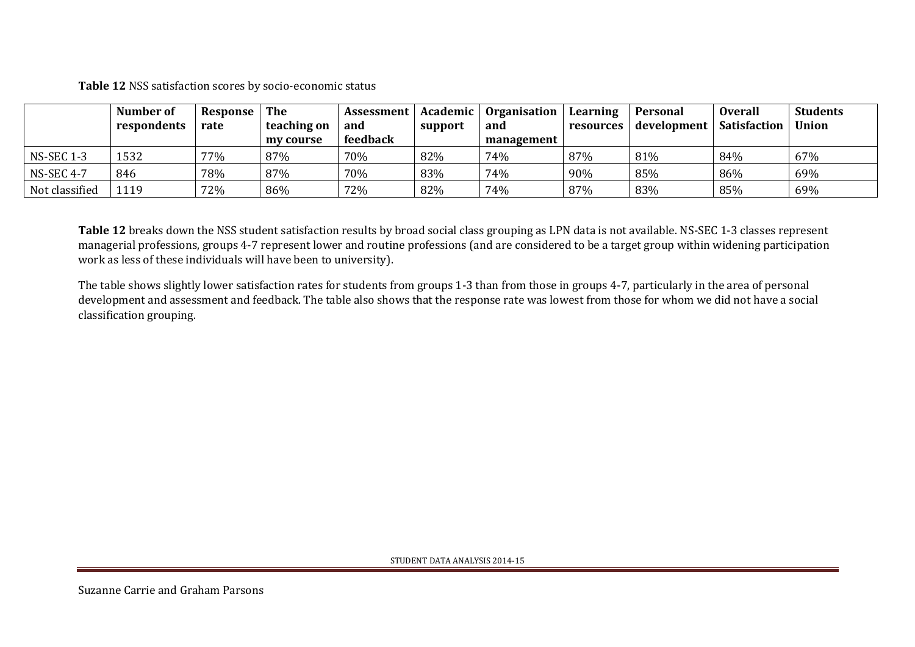**Table 12** NSS satisfaction scores by socio-economic status

| | Number of respondents | Response rate | The teaching on my course | Assessment and feedback | Academic support | Organisation and management | Learning resources | Personal development | Overall Satisfaction | Students Union |
|---|---|---|---|---|---|---|---|---|---|---|
| NS-SEC 1-3 | 1532 | 77% | 87% | 70% | 82% | 74% | 87% | 81% | 84% | 67% |
| NS-SEC 4-7 | 846 | 78% | 87% | 70% | 83% | 74% | 90% | 85% | 86% | 69% |
| Not classified | 1119 | 72% | 86% | 72% | 82% | 74% | 87% | 83% | 85% | 69% |

**Table 12** breaks down the NSS student satisfaction results by broad social class grouping as LPN data is not available. NS-SEC 1-3 classes represent managerial professions, groups 4-7 represent lower and routine professions (and are considered to be a target group within widening participation work as less of these individuals will have been to university).

The table shows slightly lower satisfaction rates for students from groups 1-3 than from those in groups 4-7, particularly in the area of personal development and assessment and feedback. The table also shows that the response rate was lowest from those for whom we did not have a social classification grouping.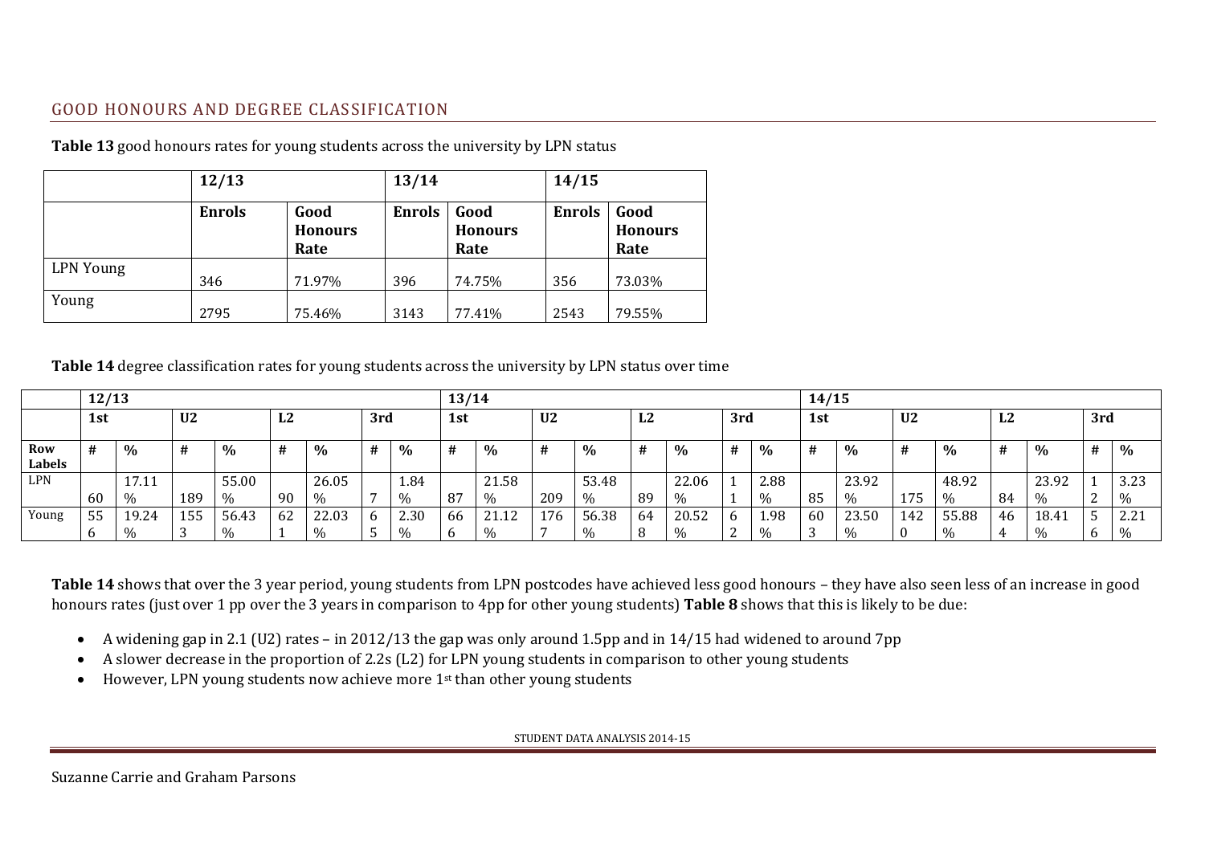## GOOD HONOURS AND DEGREE CLASSIFICATION

**Table 13** good honours rates for young students across the university by LPN status

| | 12/13 | | 13/14 | | 14/15 | |
|---|---|---|---|---|---|---|
| | **Enrols** | **Good Honours Rate** | **Enrols** | **Good Honours Rate** | **Enrols** | **Good Honours Rate** |
| LPN Young | 346 | 71.97% | 396 | 74.75% | 356 | 73.03% |
| Young | 2795 | 75.46% | 3143 | 77.41% | 2543 | 79.55% |

**Table 14** degree classification rates for young students across the university by LPN status over time

| | 12/13 | | | | | | | | 13/14 | | | | | | | | 14/15 | | | | | | | |
|---|---|---|---|---|---|---|---|---|---|---|---|---|---|---|---|---|---|---|---|---|---|---|---|---|
| | 1st | | U2 | | L2 | | 3rd | | 1st | | U2 | | L2 | | 3rd | | 1st | | U2 | | L2 | | 3rd | |
| **Row Labels** | **#** | **%** | **#** | **%** | **#** | **%** | **#** | **%** | **#** | **%** | **#** | **%** | **#** | **%** | **#** | **%** | **#** | **%** | **#** | **%** | **#** | **%** | **#** | **%** |
| LPN | 60 | 17.11% | 189 | 55.00% | 90 | 26.05% | 7 | 1.84% | 87 | 21.58% | 209 | 53.48% | 89 | 22.06% | 11 | 2.88% | 85 | 23.92% | 175 | 48.92% | 84 | 23.92% | 12 | 3.23% |
| Young | 556 | 19.24% | 1553 | 56.43% | 621 | 22.03% | 65 | 2.30% | 666 | 21.12% | 1767 | 56.38% | 648 | 20.52% | 62 | 1.98% | 603 | 23.50% | 1420 | 55.88% | 464 | 18.41% | 56 | 2.21% |

**Table 14** shows that over the 3 year period, young students from LPN postcodes have achieved less good honours – they have also seen less of an increase in good honours rates (just over 1 pp over the 3 years in comparison to 4pp for other young students) **Table 8** shows that this is likely to be due:

- A widening gap in 2.1 (U2) rates – in 2012/13 the gap was only around 1.5pp and in 14/15 had widened to around 7pp
- A slower decrease in the proportion of 2.2s (L2) for LPN young students in comparison to other young students
- However, LPN young students now achieve more 1st than other young students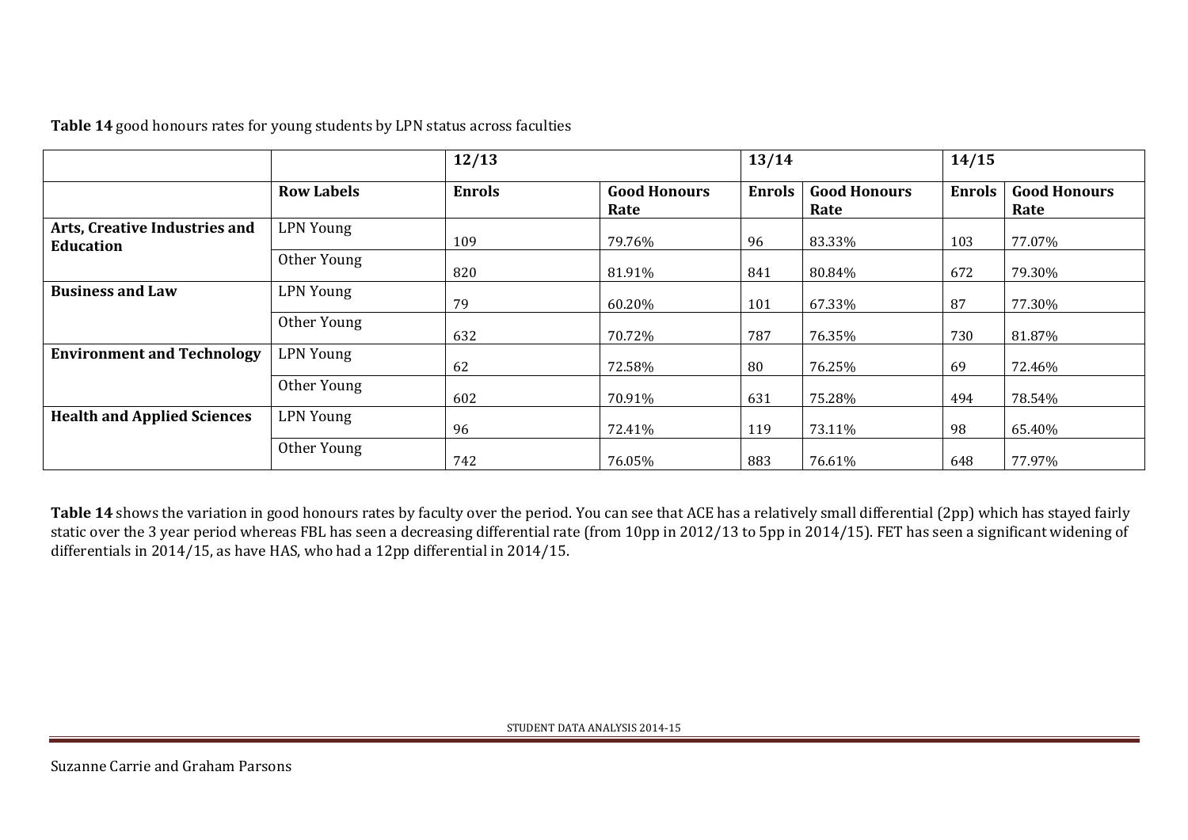**Table 14** good honours rates for young students by LPN status across faculties

| | | 12/13 | | 13/14 | | 14/15 | |
|---|---|---|---|---|---|---|---|
| | **Row Labels** | **Enrols** | **Good Honours Rate** | **Enrols** | **Good Honours Rate** | **Enrols** | **Good Honours Rate** |
| **Arts, Creative Industries and Education** | LPN Young | 109 | 79.76% | 96 | 83.33% | 103 | 77.07% |
| | Other Young | 820 | 81.91% | 841 | 80.84% | 672 | 79.30% |
| **Business and Law** | LPN Young | 79 | 60.20% | 101 | 67.33% | 87 | 77.30% |
| | Other Young | 632 | 70.72% | 787 | 76.35% | 730 | 81.87% |
| **Environment and Technology** | LPN Young | 62 | 72.58% | 80 | 76.25% | 69 | 72.46% |
| | Other Young | 602 | 70.91% | 631 | 75.28% | 494 | 78.54% |
| **Health and Applied Sciences** | LPN Young | 96 | 72.41% | 119 | 73.11% | 98 | 65.40% |
| | Other Young | 742 | 76.05% | 883 | 76.61% | 648 | 77.97% |

**Table 14** shows the variation in good honours rates by faculty over the period. You can see that ACE has a relatively small differential (2pp) which has stayed fairly static over the 3 year period whereas FBL has seen a decreasing differential rate (from 10pp in 2012/13 to 5pp in 2014/15). FET has seen a significant widening of differentials in 2014/15, as have HAS, who had a 12pp differential in 2014/15.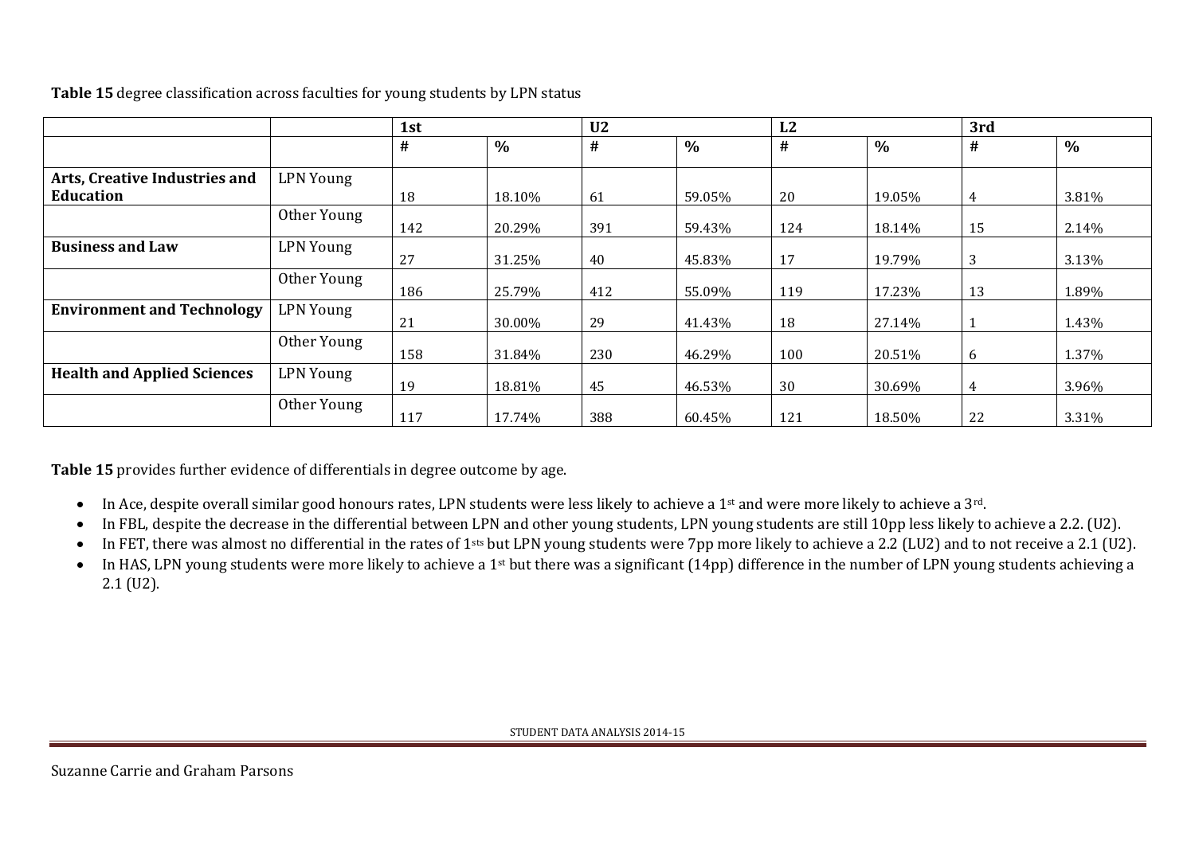**Table 15** degree classification across faculties for young students by LPN status

| | | 1st | | U2 | | L2 | | 3rd | |
|---|---|---|---|---|---|---|---|---|---|
| | | # | % | # | % | # | % | # | % |
| **Arts, Creative Industries and Education** | LPN Young | 18 | 18.10% | 61 | 59.05% | 20 | 19.05% | 4 | 3.81% |
| | Other Young | 142 | 20.29% | 391 | 59.43% | 124 | 18.14% | 15 | 2.14% |
| **Business and Law** | LPN Young | 27 | 31.25% | 40 | 45.83% | 17 | 19.79% | 3 | 3.13% |
| | Other Young | 186 | 25.79% | 412 | 55.09% | 119 | 17.23% | 13 | 1.89% |
| **Environment and Technology** | LPN Young | 21 | 30.00% | 29 | 41.43% | 18 | 27.14% | 1 | 1.43% |
| | Other Young | 158 | 31.84% | 230 | 46.29% | 100 | 20.51% | 6 | 1.37% |
| **Health and Applied Sciences** | LPN Young | 19 | 18.81% | 45 | 46.53% | 30 | 30.69% | 4 | 3.96% |
| | Other Young | 117 | 17.74% | 388 | 60.45% | 121 | 18.50% | 22 | 3.31% |

**Table 15** provides further evidence of differentials in degree outcome by age.

- In Ace, despite overall similar good honours rates, LPN students were less likely to achieve a 1st and were more likely to achieve a 3rd.
- In FBL, despite the decrease in the differential between LPN and other young students, LPN young students are still 10pp less likely to achieve a 2.2. (U2).
- In FET, there was almost no differential in the rates of 1sts but LPN young students were 7pp more likely to achieve a 2.2 (LU2) and to not receive a 2.1 (U2).
- In HAS, LPN young students were more likely to achieve a 1st but there was a significant (14pp) difference in the number of LPN young students achieving a 2.1 (U2).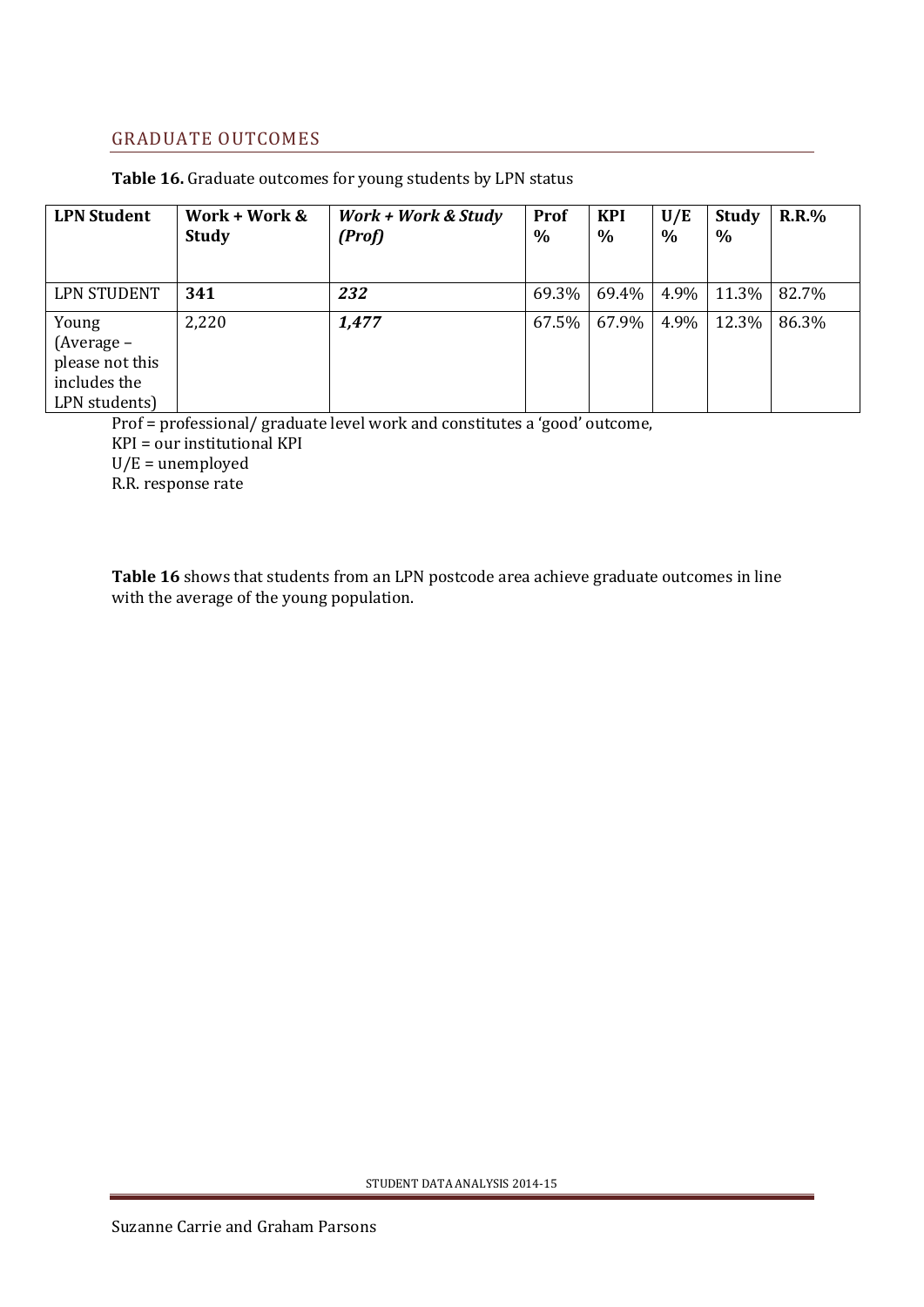## GRADUATE OUTCOMES

**Table 16.** Graduate outcomes for young students by LPN status

| **LPN Student** | **Work + Work & Study** | ***Work + Work & Study (Prof)*** | **Prof %** | **KPI %** | **U/E %** | **Study %** | **R.R.%** |
|---|---|---|---|---|---|---|---|
| LPN STUDENT | **341** | ***232*** | 69.3% | 69.4% | 4.9% | 11.3% | 82.7% |
| Young (Average – please not this includes the LPN students) | 2,220 | ***1,477*** | 67.5% | 67.9% | 4.9% | 12.3% | 86.3% |

Prof = professional/ graduate level work and constitutes a 'good' outcome,
KPI = our institutional KPI
U/E = unemployed
R.R. response rate

**Table 16** shows that students from an LPN postcode area achieve graduate outcomes in line with the average of the young population.